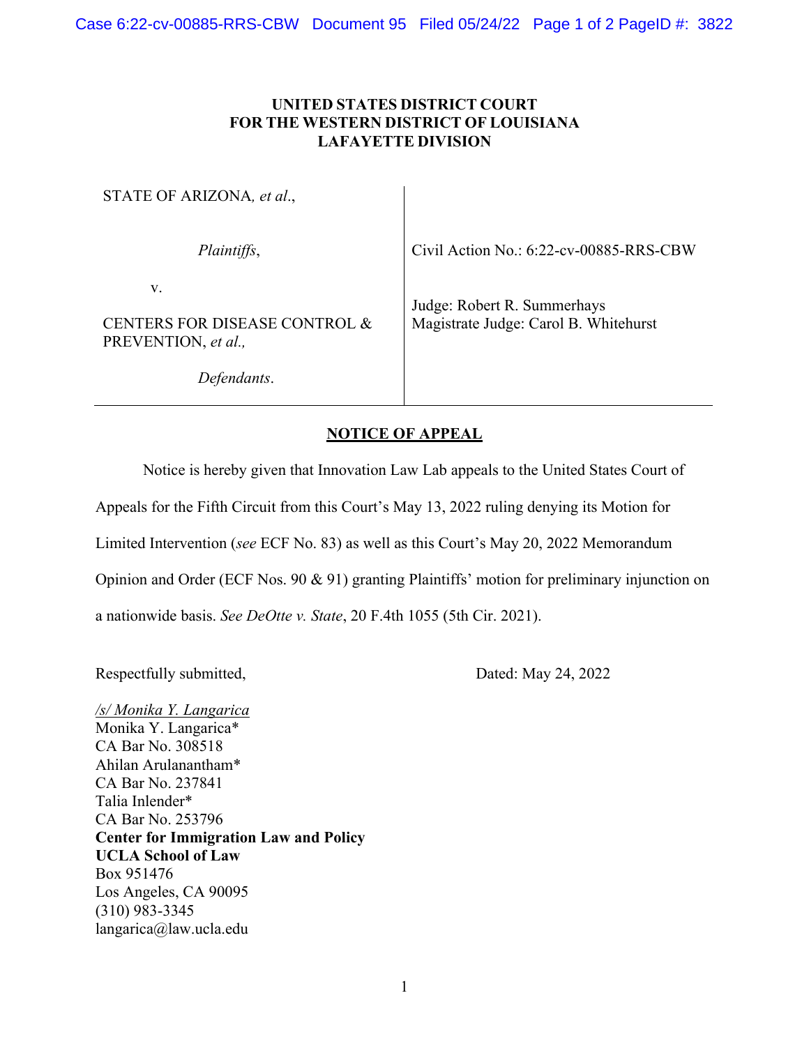**UNITED STATES DISTRICT COURT**
**FOR THE WESTERN DISTRICT OF LOUISIANA**
**LAFAYETTE DIVISION**

| | |
|---|---|
| STATE OF ARIZONA, *et al*., | |
| *Plaintiffs*, | Civil Action No.: 6:22-cv-00885-RRS-CBW |
| v. | |
| CENTERS FOR DISEASE CONTROL & PREVENTION, *et al.*, | Judge: Robert R. Summerhays<br>Magistrate Judge: Carol B. Whitehurst |
| *Defendants*. | |

**NOTICE OF APPEAL**

Notice is hereby given that Innovation Law Lab appeals to the United States Court of Appeals for the Fifth Circuit from this Court's May 13, 2022 ruling denying its Motion for Limited Intervention (*see* ECF No. 83) as well as this Court's May 20, 2022 Memorandum Opinion and Order (ECF Nos. 90 & 91) granting Plaintiffs' motion for preliminary injunction on a nationwide basis. *See DeOtte v. State*, 20 F.4th 1055 (5th Cir. 2021).

Respectfully submitted,

Dated: May 24, 2022

/s/ Monika Y. Langarica
Monika Y. Langarica*
CA Bar No. 308518
Ahilan Arulanantham*
CA Bar No. 237841
Talia Inlender*
CA Bar No. 253796
**Center for Immigration Law and Policy**
**UCLA School of Law**
Box 951476
Los Angeles, CA 90095
(310) 983-3345
langarica@law.ucla.edu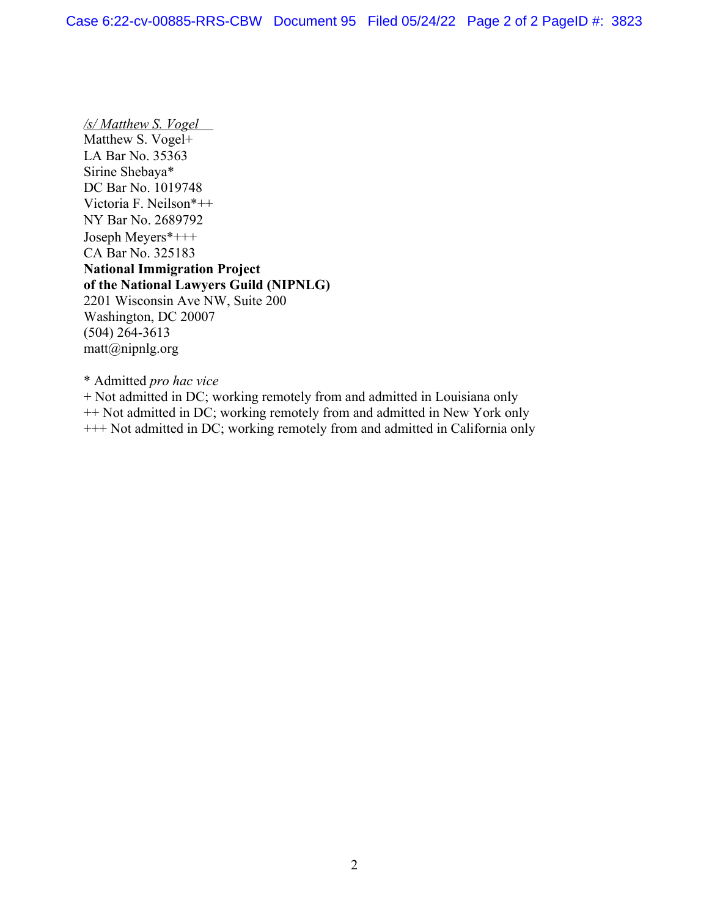*/s/ Matthew S. Vogel*
Matthew S. Vogel+
LA Bar No. 35363
Sirine Shebaya*
DC Bar No. 1019748
Victoria F. Neilson*++
NY Bar No. 2689792
Joseph Meyers*+++
CA Bar No. 325183
**National Immigration Project**
**of the National Lawyers Guild (NIPNLG)**
2201 Wisconsin Ave NW, Suite 200
Washington, DC 20007
(504) 264-3613
matt@nipnlg.org

\* Admitted *pro hac vice*
\+ Not admitted in DC; working remotely from and admitted in Louisiana only
++ Not admitted in DC; working remotely from and admitted in New York only
+++ Not admitted in DC; working remotely from and admitted in California only